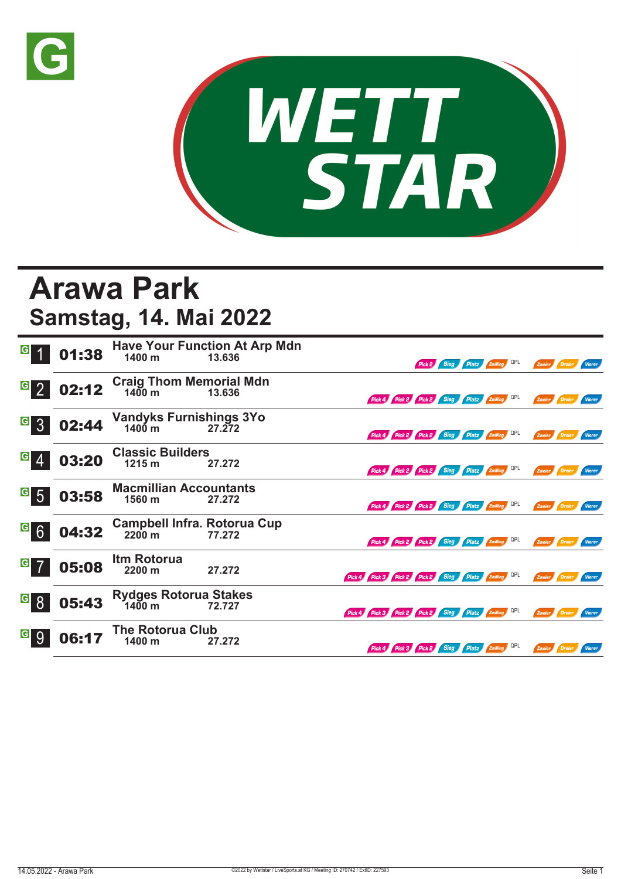# Arawa Park

## Samstag, 14. Mai 2022

| Nr. | Zeit | Rennen | Distanz | Preisgeld | Wetten |
|---|---|---|---|---|---|
| 1 | 01:38 | Have Your Function At Arp Mdn | 1400 m | 13.636 | Pick 2, Sieg, Platz, Zwilling, QPL, Zweier, Dreier, Vierer |
| 2 | 02:12 | Craig Thom Memorial Mdn | 1400 m | 13.636 | Pick 4, Pick 2, Pick 2, Sieg, Platz, Zwilling, QPL, Zweier, Dreier, Vierer |
| 3 | 02:44 | Vandyks Furnishings 3Yo | 1400 m | 27.272 | Pick 4, Pick 2, Pick 2, Sieg, Platz, Zwilling, QPL, Zweier, Dreier, Vierer |
| 4 | 03:20 | Classic Builders | 1215 m | 27.272 | Pick 4, Pick 2, Pick 2, Sieg, Platz, Zwilling, QPL, Zweier, Dreier, Vierer |
| 5 | 03:58 | Macmillian Accountants | 1560 m | 27.272 | Pick 4, Pick 2, Pick 2, Sieg, Platz, Zwilling, QPL, Zweier, Dreier, Vierer |
| 6 | 04:32 | Campbell Infra. Rotorua Cup | 2200 m | 77.272 | Pick 4, Pick 2, Pick 2, Sieg, Platz, Zwilling, QPL, Zweier, Dreier, Vierer |
| 7 | 05:08 | Itm Rotorua | 2200 m | 27.272 | Pick 4, Pick 3, Pick 2, Pick 2, Sieg, Platz, Zwilling, QPL, Zweier, Dreier, Vierer |
| 8 | 05:43 | Rydges Rotorua Stakes | 1400 m | 72.727 | Pick 4, Pick 3, Pick 2, Pick 2, Sieg, Platz, Zwilling, QPL, Zweier, Dreier, Vierer |
| 9 | 06:17 | The Rotorua Club | 1400 m | 27.272 | Pick 4, Pick 3, Pick 2, Sieg, Platz, Zwilling, QPL, Zweier, Dreier, Vierer |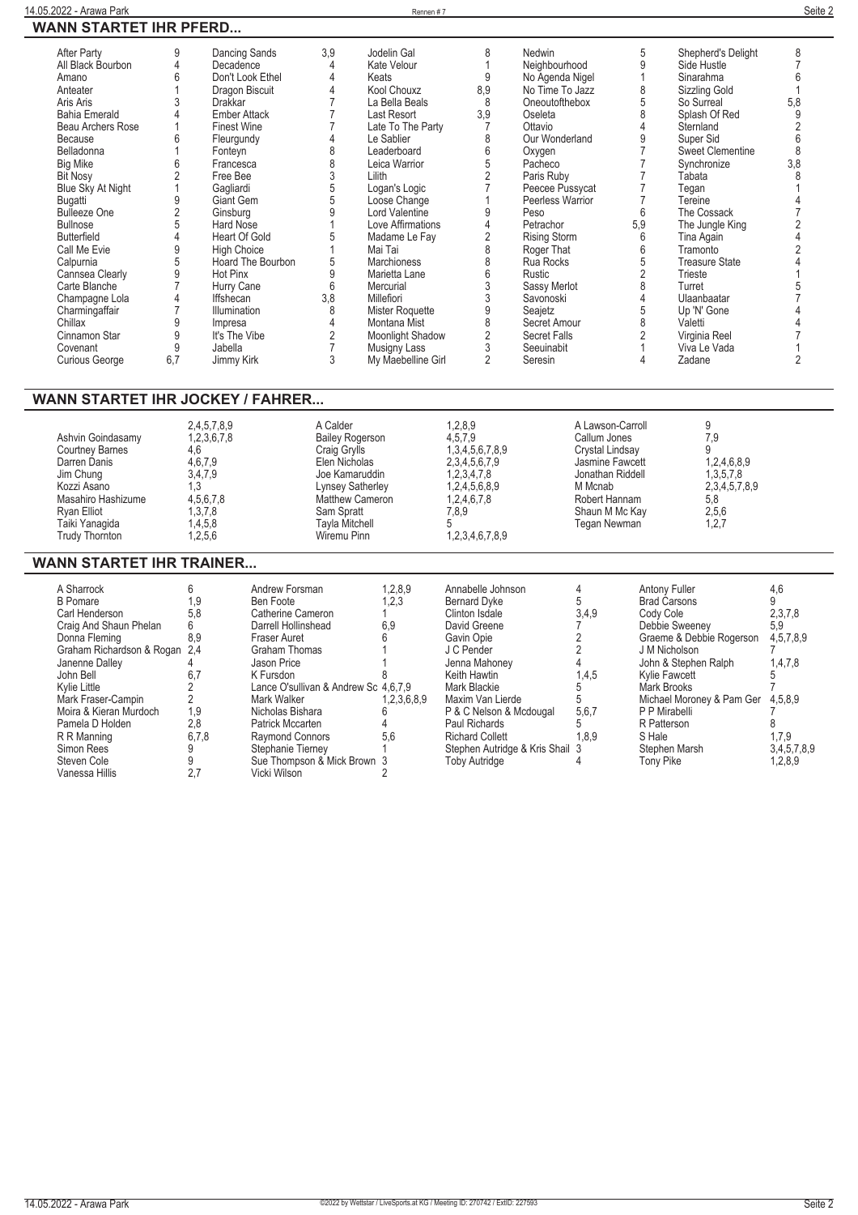## WANN STARTET IHR PFERD...

| Pferd | Rennen | Pferd | Rennen | Pferd | Rennen | Pferd | Rennen | Pferd | Rennen |
|---|---|---|---|---|---|---|---|---|---|
| After Party | 9 | Dancing Sands | 3,9 | Jodelin Gal | 8 | Nedwin | 5 | Shepherd's Delight | 8 |
| All Black Bourbon | 4 | Decadence | 4 | Kate Velour | 1 | Neighbourhood | 9 | Side Hustle | 7 |
| Amano | 6 | Don't Look Ethel | 4 | Keats | 9 | No Agenda Nigel | 1 | Sinarahma | 6 |
| Anteater | 1 | Dragon Biscuit | 4 | Kool Chouxz | 8,9 | No Time To Jazz | 8 | Sizzling Gold | 1 |
| Aris Aris | 3 | Drakkar | 7 | La Bella Beals | 8 | Oneoutofthebox | 5 | So Surreal | 5,8 |
| Bahia Emerald | 4 | Ember Attack | 7 | Last Resort | 3,9 | Oseleta | 8 | Splash Of Red | 9 |
| Beau Archers Rose | 1 | Finest Wine | 7 | Late To The Party | 7 | Ottavio | 4 | Sternland | 2 |
| Because | 6 | Fleurgundy | 4 | Le Sablier | 8 | Our Wonderland | 9 | Super Sid | 6 |
| Belladonna | 1 | Fonteyn | 8 | Leaderboard | 6 | Oxygen | 7 | Sweet Clementine | 8 |
| Big Mike | 6 | Francesca | 8 | Leica Warrior | 5 | Pacheco | 7 | Synchronize | 3,8 |
| Bit Nosy | 2 | Free Bee | 3 | Lilith | 2 | Paris Ruby | 7 | Tabata | 8 |
| Blue Sky At Night | 1 | Gagliardi | 5 | Logan's Logic | 7 | Peecee Pussycat | 7 | Tegan | 1 |
| Bugatti | 9 | Giant Gem | 5 | Loose Change | 1 | Peerless Warrior | 7 | Tereine | 4 |
| Bulleeze One | 2 | Ginsburg | 9 | Lord Valentine | 9 | Peso | 6 | The Cossack | 7 |
| Bullnose | 5 | Hard Nose | 1 | Love Affirmations | 4 | Petrachor | 5,9 | The Jungle King | 2 |
| Butterfield | 4 | Heart Of Gold | 5 | Madame Le Fay | 2 | Rising Storm | 6 | Tina Again | 4 |
| Call Me Evie | 9 | High Choice | 1 | Mai Tai | 8 | Roger That | 6 | Tramonto | 2 |
| Calpurnia | 5 | Hoard The Bourbon | 5 | Marchioness | 8 | Rua Rocks | 5 | Treasure State | 4 |
| Cannsea Clearly | 9 | Hot Pinx | 9 | Marietta Lane | 6 | Rustic | 2 | Trieste | 1 |
| Carte Blanche | 7 | Hurry Cane | 6 | Mercurial | 3 | Sassy Merlot | 8 | Turret | 5 |
| Champagne Lola | 4 | Iffshecan | 3,8 | Millefiori | 3 | Savonoski | 4 | Ulaanbaatar | 7 |
| Charmingaffair | 7 | Illumination | 8 | Mister Roquette | 9 | Seajetz | 5 | Up 'N' Gone | 4 |
| Chillax | 9 | Impresa | 4 | Montana Mist | 8 | Secret Amour | 8 | Valetti | 4 |
| Cinnamon Star | 9 | It's The Vibe | 2 | Moonlight Shadow | 2 | Secret Falls | 2 | Virginia Reel | 7 |
| Covenant | 9 | Jabella | 7 | Musigny Lass | 3 | Seeuinabit | 1 | Viva Le Vada | 1 |
| Curious George | 6,7 | Jimmy Kirk | 3 | My Maebelline Girl | 2 | Seresin | 4 | Zadane | 2 |

## WANN STARTET IHR JOCKEY / FAHRER...

| Jockey | Rennen | Jockey | Rennen | Jockey | Rennen |
|---|---|---|---|---|---|
| | 2,4,5,7,8,9 | A Calder | 1,2,8,9 | A Lawson-Carroll | 9 |
| Ashvin Goindasamy | 1,2,3,6,7,8 | Bailey Rogerson | 4,5,7,9 | Callum Jones | 7,9 |
| Courtney Barnes | 4,6 | Craig Grylls | 1,3,4,5,6,7,8,9 | Crystal Lindsay | 9 |
| Darren Danis | 4,6,7,9 | Elen Nicholas | 2,3,4,5,6,7,9 | Jasmine Fawcett | 1,2,4,6,8,9 |
| Jim Chung | 3,4,7,9 | Joe Kamaruddin | 1,2,3,4,7,8 | Jonathan Riddell | 1,3,5,7,8 |
| Kozzi Asano | 1,3 | Lynsey Satherley | 1,2,4,5,6,8,9 | M Mcnab | 2,3,4,5,7,8,9 |
| Masahiro Hashizume | 4,5,6,7,8 | Matthew Cameron | 1,2,4,6,7,8 | Robert Hannam | 5,8 |
| Ryan Elliot | 1,3,7,8 | Sam Spratt | 7,8,9 | Shaun M Mc Kay | 2,5,6 |
| Taiki Yanagida | 1,4,5,8 | Tayla Mitchell | 5 | Tegan Newman | 1,2,7 |
| Trudy Thornton | 1,2,5,6 | Wiremu Pinn | 1,2,3,4,6,7,8,9 | | |

## WANN STARTET IHR TRAINER...

| Trainer | Rennen | Trainer | Rennen | Trainer | Rennen | Trainer | Rennen |
|---|---|---|---|---|---|---|---|
| A Sharrock | 6 | Andrew Forsman | 1,2,8,9 | Annabelle Johnson | 4 | Antony Fuller | 4,6 |
| B Pomare | 1,9 | Ben Foote | 1,2,3 | Bernard Dyke | 5 | Brad Carsons | 9 |
| Carl Henderson | 5,8 | Catherine Cameron | 1 | Clinton Isdale | 3,4,9 | Cody Cole | 2,3,7,8 |
| Craig And Shaun Phelan | 6 | Darrell Hollinshead | 6,9 | David Greene | 7 | Debbie Sweeney | 5,9 |
| Donna Fleming | 8,9 | Fraser Auret | 6 | Gavin Opie | 2 | Graeme & Debbie Rogerson | 4,5,7,8,9 |
| Graham Richardson & Rogan | 2,4 | Graham Thomas | 1 | J C Pender | 2 | J M Nicholson | 7 |
| Janenne Dalley | 4 | Jason Price | 1 | Jenna Mahoney | 4 | John & Stephen Ralph | 1,4,7,8 |
| John Bell | 6,7 | K Fursdon | 8 | Keith Hawtin | 1,4,5 | Kylie Fawcett | 5 |
| Kylie Little | 2 | Lance O'sullivan & Andrew Sc | 4,6,7,9 | Mark Blackie | 5 | Mark Brooks | 7 |
| Mark Fraser-Campin | 2 | Mark Walker | 1,2,3,6,8,9 | Maxim Van Lierde | 5 | Michael Moroney & Pam Ger | 4,5,8,9 |
| Moira & Kieran Murdoch | 1,9 | Nicholas Bishara | 6 | P & C Nelson & Mcdougal | 5,6,7 | P P Mirabelli | 7 |
| Pamela D Holden | 2,8 | Patrick Mccarten | 4 | Paul Richards | 5 | R Patterson | 8 |
| R R Manning | 6,7,8 | Raymond Connors | 5,6 | Richard Collett | 1,8,9 | S Hale | 1,7,9 |
| Simon Rees | 9 | Stephanie Tierney | 1 | Stephen Autridge & Kris Shail | 3 | Stephen Marsh | 3,4,5,7,8,9 |
| Steven Cole | 9 | Sue Thompson & Mick Brown | 3 | Toby Autridge | 4 | Tony Pike | 1,2,8,9 |
| Vanessa Hillis | 2,7 | Vicki Wilson | 2 | | | | |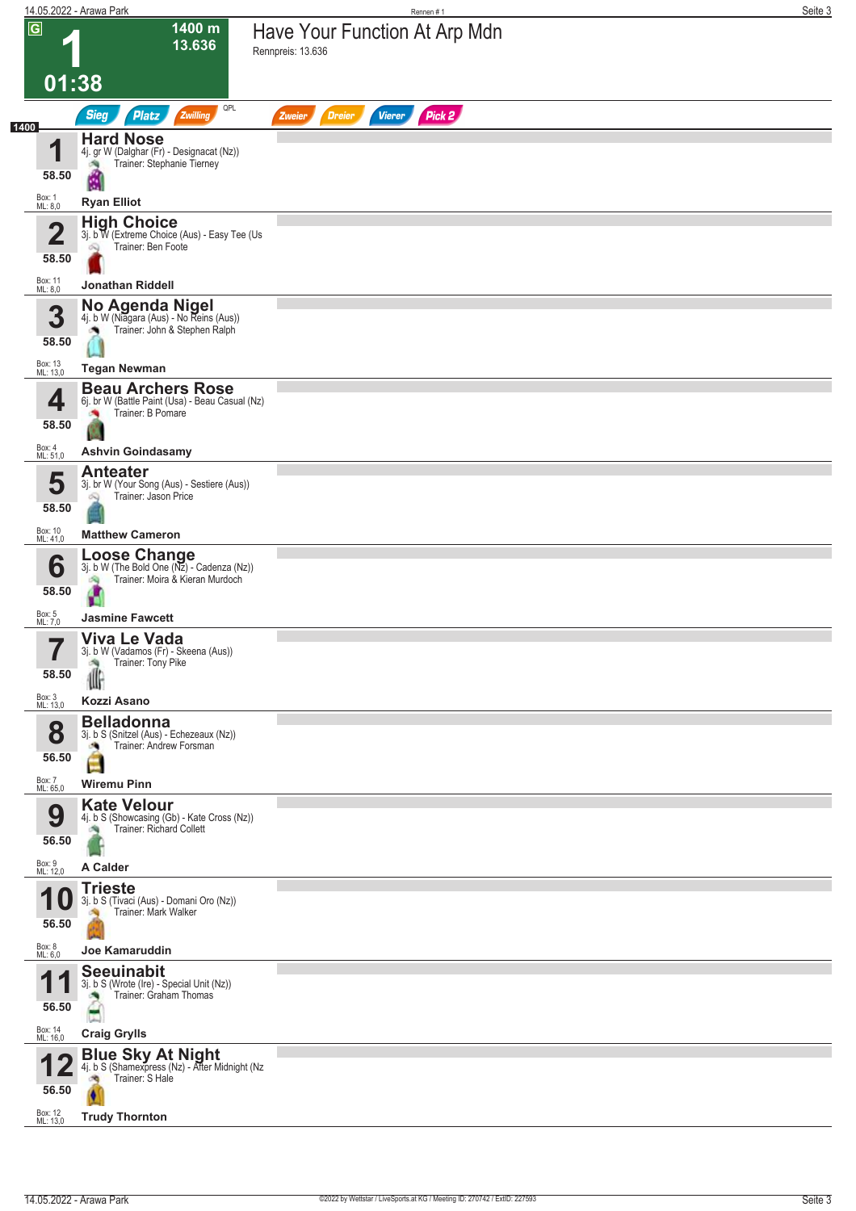# Have Your Function At Arp Mdn

Rennpreis: 13.636

**1** — 1400 m — 13.636 — 01:38

Sieg | Platz | Zwilling | QPL | Zweier | Dreier | Vierer | Pick 2

**1400**

| Nr. | Gewicht | Pferd | Details | Trainer | Jockey | Box | ML |
|---|---|---|---|---|---|---|---|
| 1 | 58.50 | **Hard Nose** | 4j. gr W (Dalghar (Fr) - Designacat (Nz)) | Stephanie Tierney | Ryan Elliot | 1 | 8,0 |
| 2 | 58.50 | **High Choice** | 3j. b W (Extreme Choice (Aus) - Easy Tee (Us | Ben Foote | Jonathan Riddell | 11 | 8,0 |
| 3 | 58.50 | **No Agenda Nigel** | 4j. b W (Niagara (Aus) - No Reins (Aus)) | John & Stephen Ralph | Tegan Newman | 13 | 13,0 |
| 4 | 58.50 | **Beau Archers Rose** | 6j. br W (Battle Paint (Usa) - Beau Casual (Nz) | B Pomare | Ashvin Goindasamy | 4 | 51,0 |
| 5 | 58.50 | **Anteater** | 3j. br W (Your Song (Aus) - Sestiere (Aus)) | Jason Price | Matthew Cameron | 10 | 41,0 |
| 6 | 58.50 | **Loose Change** | 3j. b W (The Bold One (Nz) - Cadenza (Nz)) | Moira & Kieran Murdoch | Jasmine Fawcett | 5 | 7,0 |
| 7 | 58.50 | **Viva Le Vada** | 3j. b W (Vadamos (Fr) - Skeena (Aus)) | Tony Pike | Kozzi Asano | 3 | 13,0 |
| 8 | 56.50 | **Belladonna** | 3j. b S (Snitzel (Aus) - Echezeaux (Nz)) | Andrew Forsman | Wiremu Pinn | 7 | 65,0 |
| 9 | 56.50 | **Kate Velour** | 4j. b S (Showcasing (Gb) - Kate Cross (Nz)) | Richard Collett | A Calder | 9 | 12,0 |
| 10 | 56.50 | **Trieste** | 3j. b S (Tivaci (Aus) - Domani Oro (Nz)) | Mark Walker | Joe Kamaruddin | 8 | 6,0 |
| 11 | 56.50 | **Seeuinabit** | 3j. b S (Wrote (Ire) - Special Unit (Nz)) | Graham Thomas | Craig Grylls | 14 | 16,0 |
| 12 | 56.50 | **Blue Sky At Night** | 4j. b S (Shamexpress (Nz) - After Midnight (Nz | S Hale | Trudy Thornton | 12 | 13,0 |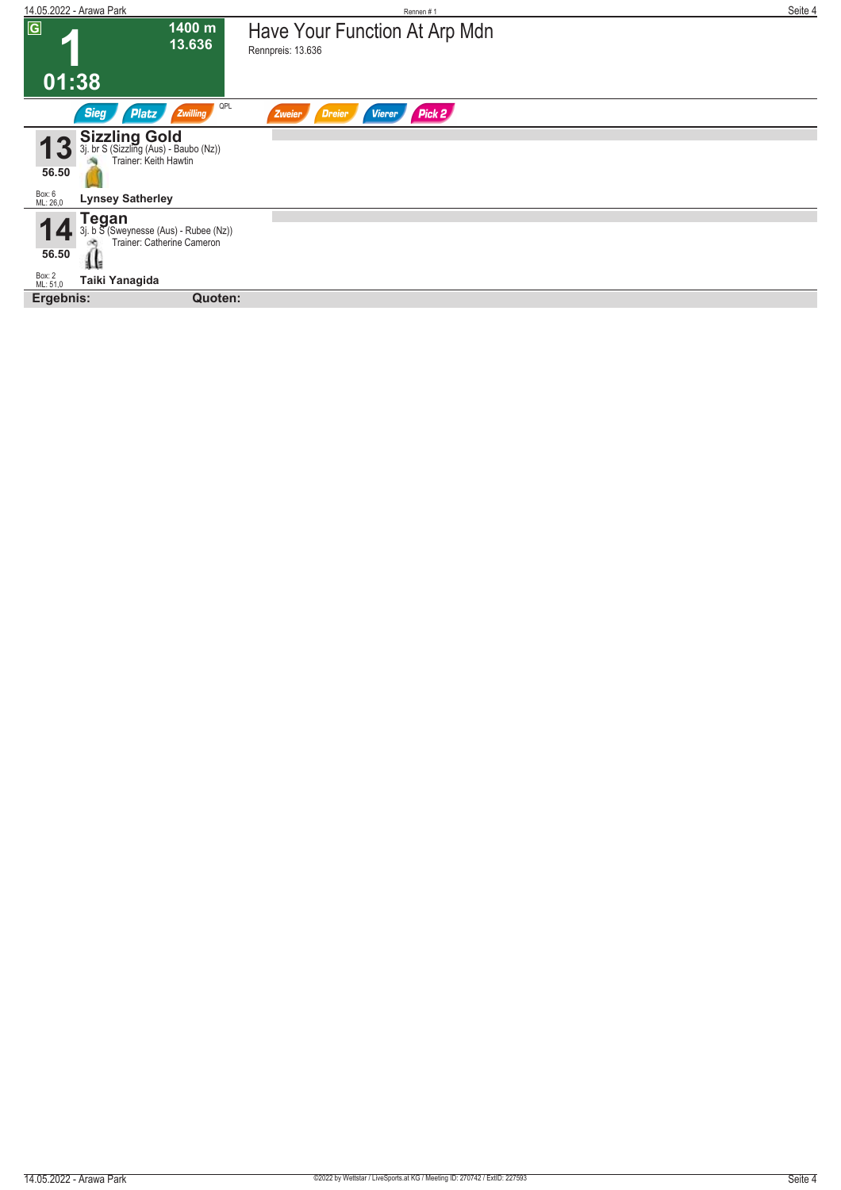# 1

**1400 m**
**13.636**

**01:38**

## Have Your Function At Arp Mdn

Rennpreis: 13.636

Sieg | Platz | Zwilling | QPL | Zweier | Dreier | Vierer | Pick 2

**13** — **Sizzling Gold**
3j. br S (Sizzling (Aus) - Baubo (Nz))
Trainer: Keith Hawtin
56.50
Box: 6
ML: 26,0
**Lynsey Satherley**

**14** — **Tegan**
3j. b S (Sweynesse (Aus) - Rubee (Nz))
Trainer: Catherine Cameron
56.50
Box: 2
ML: 51,0
**Taiki Yanagida**

**Ergebnis:** **Quoten:**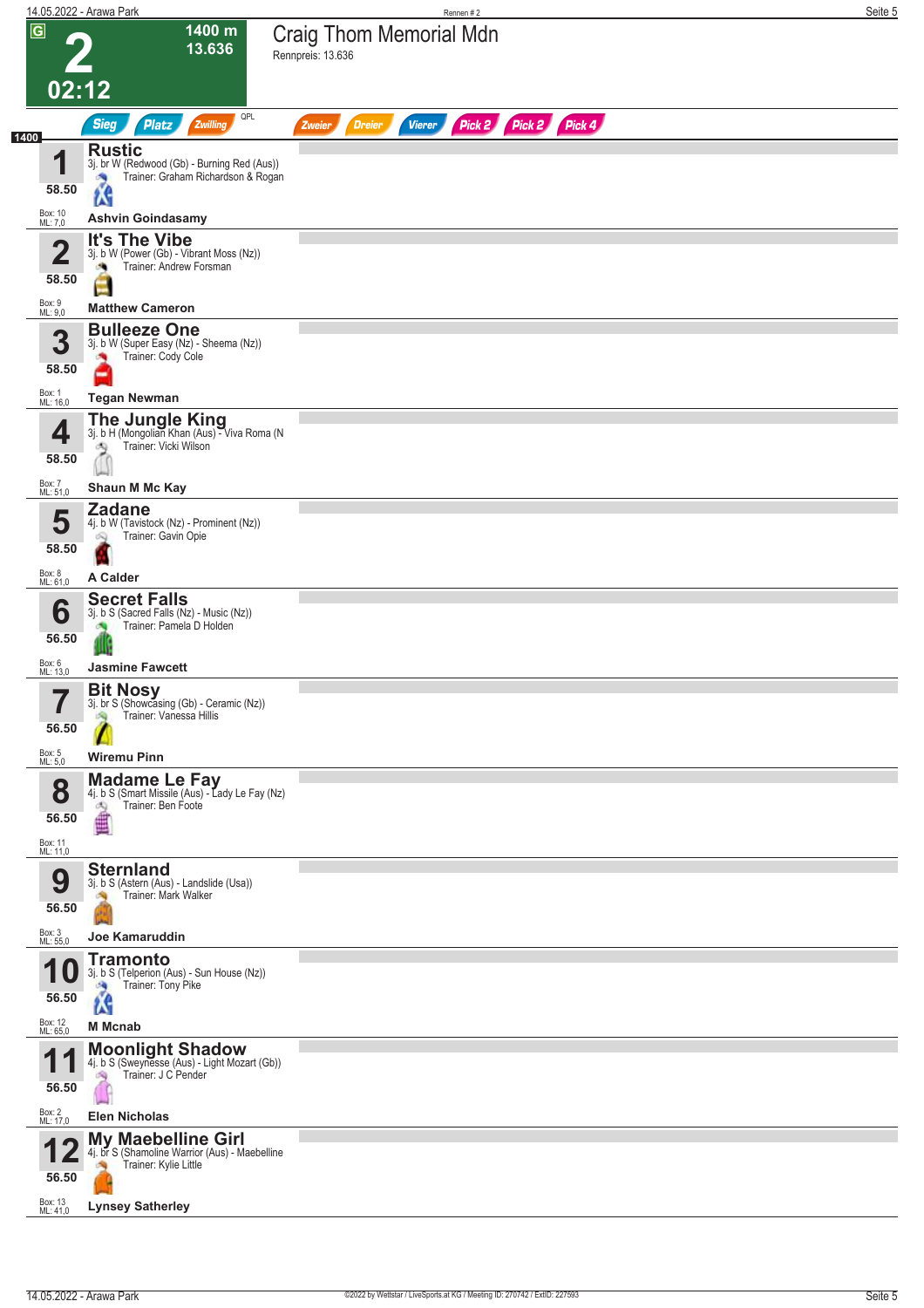# 2 Craig Thom Memorial Mdn

1400 m | 13.636 | 02:12

Rennpreis: 13.636

Sieg | Platz | Zwilling | QPL | Zweier | Dreier | Vierer | Pick 2 | Pick 2 | Pick 4

1400

| Nr. | Gewicht | Box | ML | Pferd | Details | Trainer | Jockey |
|---|---|---|---|---|---|---|---|
| 1 | 58.50 | 10 | 7,0 | **Rustic** | 3j. br W (Redwood (Gb) - Burning Red (Aus)) | Graham Richardson & Rogan | Ashvin Goindasamy |
| 2 | 58.50 | 9 | 9,0 | **It's The Vibe** | 3j. b W (Power (Gb) - Vibrant Moss (Nz)) | Andrew Forsman | Matthew Cameron |
| 3 | 58.50 | 1 | 16,0 | **Bulleeze One** | 3j. b W (Super Easy (Nz) - Sheema (Nz)) | Cody Cole | Tegan Newman |
| 4 | 58.50 | 7 | 51,0 | **The Jungle King** | 3j. b H (Mongolian Khan (Aus) - Viva Roma (N | Vicki Wilson | Shaun M Mc Kay |
| 5 | 58.50 | 8 | 61,0 | **Zadane** | 4j. b W (Tavistock (Nz) - Prominent (Nz)) | Gavin Opie | A Calder |
| 6 | 56.50 | 6 | 13,0 | **Secret Falls** | 3j. b S (Sacred Falls (Nz) - Music (Nz)) | Pamela D Holden | Jasmine Fawcett |
| 7 | 56.50 | 5 | 5,0 | **Bit Nosy** | 3j. br S (Showcasing (Gb) - Ceramic (Nz)) | Vanessa Hillis | Wiremu Pinn |
| 8 | 56.50 | 11 | 11,0 | **Madame Le Fay** | 4j. b S (Smart Missile (Aus) - Lady Le Fay (Nz) | Ben Foote | |
| 9 | 56.50 | 3 | 55,0 | **Sternland** | 3j. b S (Astern (Aus) - Landslide (Usa)) | Mark Walker | Joe Kamaruddin |
| 10 | 56.50 | 12 | 65,0 | **Tramonto** | 3j. b S (Telperion (Aus) - Sun House (Nz)) | Tony Pike | M Mcnab |
| 11 | 56.50 | 2 | 17,0 | **Moonlight Shadow** | 4j. b S (Sweynesse (Aus) - Light Mozart (Gb)) | J C Pender | Elen Nicholas |
| 12 | 56.50 | 13 | 41,0 | **My Maebelline Girl** | 4j. br S (Shamoline Warrior (Aus) - Maebelline | Kylie Little | Lynsey Satherley |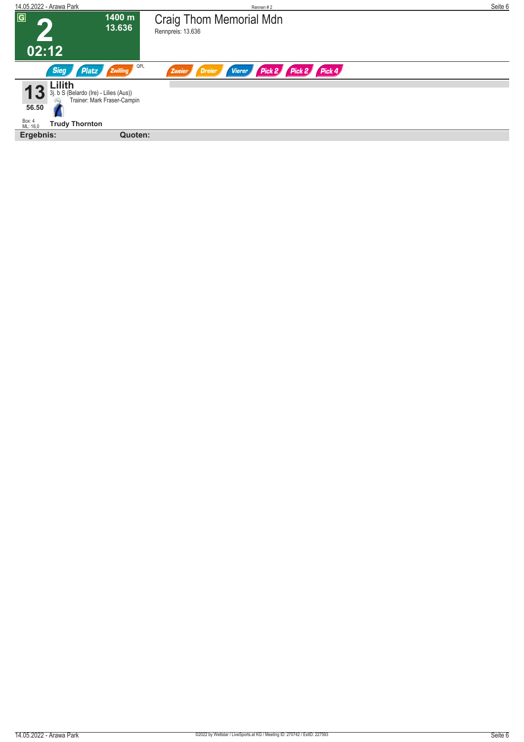G

# 2

**02:12**

**1400 m**
**13.636**

## Craig Thom Memorial Mdn

Rennpreis: 13.636

Sieg | Platz | Zwilling | QPL | Zweier | Dreier | Vierer | Pick 2 | Pick 2 | Pick 4

**13** **Lilith**
3j. b S (Belardo (Ire) - Lilies (Aus))
Trainer: Mark Fraser-Campin
**56.50**
Box: 4
ML: 16,0
**Trudy Thornton**

**Ergebnis:** **Quoten:**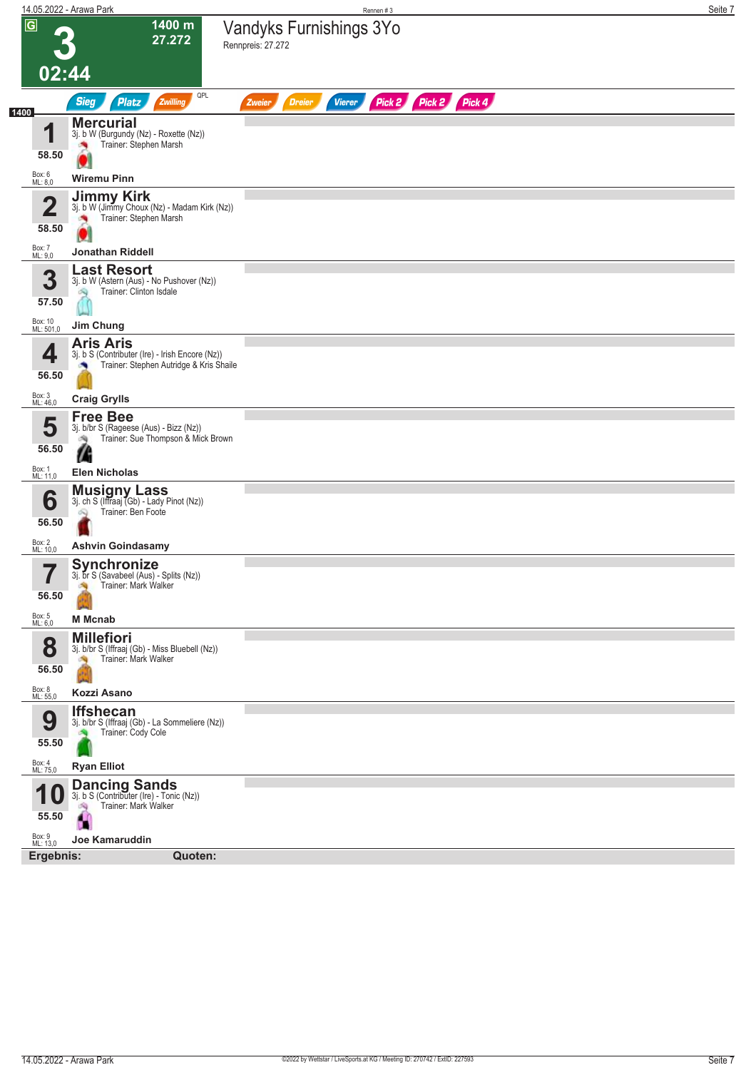# 3

**1400 m**
**27.272**
**02:44**

## Vandyks Furnishings 3Yo

Rennpreis: 27.272

Sieg | Platz | Zwilling | QPL | Zweier | Dreier | Vierer | Pick 2 | Pick 2 | Pick 4

**1400**

| Nr. | Gewicht | Pferd | Abstammung | Trainer | Jockey | Box | ML |
|---|---|---|---|---|---|---|---|
| 1 | 58.50 | **Mercurial** | 3j. b W (Burgundy (Nz) - Roxette (Nz)) | Stephen Marsh | Wiremu Pinn | 6 | 8,0 |
| 2 | 58.50 | **Jimmy Kirk** | 3j. b W (Jimmy Choux (Nz) - Madam Kirk (Nz)) | Stephen Marsh | Jonathan Riddell | 7 | 9,0 |
| 3 | 57.50 | **Last Resort** | 3j. b W (Astern (Aus) - No Pushover (Nz)) | Clinton Isdale | Jim Chung | 10 | 501,0 |
| 4 | 56.50 | **Aris Aris** | 3j. b S (Contributer (Ire) - Irish Encore (Nz)) | Stephen Autridge & Kris Shaile | Craig Grylls | 3 | 46,0 |
| 5 | 56.50 | **Free Bee** | 3j. b/br S (Rageese (Aus) - Bizz (Nz)) | Sue Thompson & Mick Brown | Elen Nicholas | 1 | 11,0 |
| 6 | 56.50 | **Musigny Lass** | 3j. ch S (Iffraaj (Gb) - Lady Pinot (Nz)) | Ben Foote | Ashvin Goindasamy | 2 | 10,0 |
| 7 | 56.50 | **Synchronize** | 3j. br S (Savabeel (Aus) - Splits (Nz)) | Mark Walker | M Mcnab | 5 | 6,0 |
| 8 | 56.50 | **Millefiori** | 3j. b/br S (Iffraaj (Gb) - Miss Bluebell (Nz)) | Mark Walker | Kozzi Asano | 8 | 55,0 |
| 9 | 55.50 | **Iffshecan** | 3j. b/br S (Iffraaj (Gb) - La Sommeliere (Nz)) | Cody Cole | Ryan Elliot | 4 | 75,0 |
| 10 | 55.50 | **Dancing Sands** | 3j. b S (Contributer (Ire) - Tonic (Nz)) | Mark Walker | Joe Kamaruddin | 9 | 13,0 |

**Ergebnis:** **Quoten:**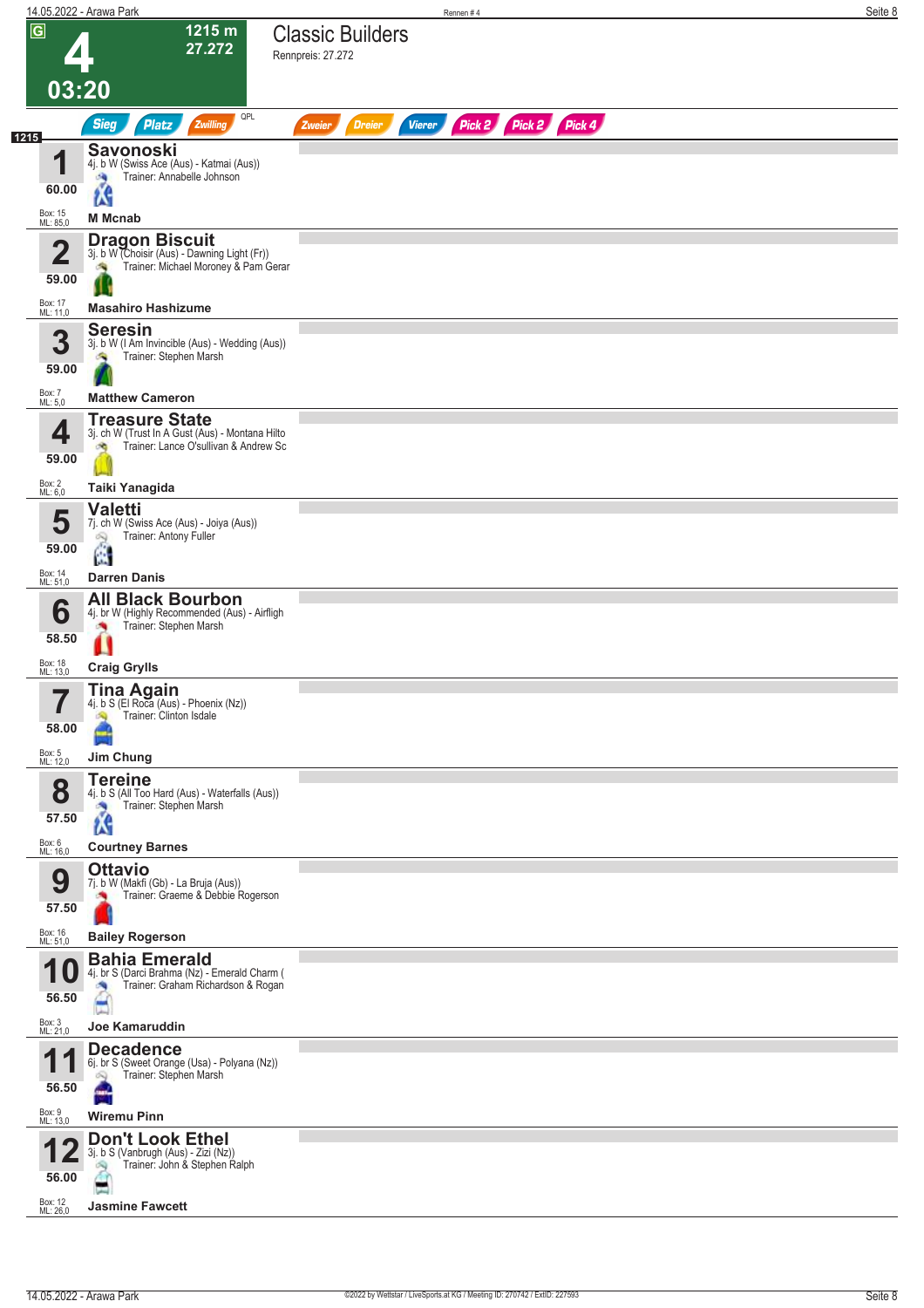# 4 — Classic Builders

**1215 m** | **27.272** | **03:20**

Rennpreis: 27.272

Sieg | Platz | Zwilling | QPL | Zweier | Dreier | Vierer | Pick 2 | Pick 2 | Pick 4

1215

| Nr. | Gewicht | Pferd | Abstammung | Trainer | Jockey | Box | ML |
|---|---|---|---|---|---|---|---|
| 1 | 60.00 | **Savonoski** | 4j. b W (Swiss Ace (Aus) - Katmai (Aus)) | Annabelle Johnson | **M Mcnab** | 15 | 85,0 |
| 2 | 59.00 | **Dragon Biscuit** | 3j. b W (Choisir (Aus) - Dawning Light (Fr)) | Michael Moroney & Pam Gerar | **Masahiro Hashizume** | 17 | 11,0 |
| 3 | 59.00 | **Seresin** | 3j. b W (I Am Invincible (Aus) - Wedding (Aus)) | Stephen Marsh | **Matthew Cameron** | 7 | 5,0 |
| 4 | 59.00 | **Treasure State** | 3j. ch W (Trust In A Gust (Aus) - Montana Hilto | Lance O'sullivan & Andrew Sc | **Taiki Yanagida** | 2 | 6,0 |
| 5 | 59.00 | **Valetti** | 7j. ch W (Swiss Ace (Aus) - Joiya (Aus)) | Antony Fuller | **Darren Danis** | 14 | 51,0 |
| 6 | 58.50 | **All Black Bourbon** | 4j. br W (Highly Recommended (Aus) - Airfligh | Stephen Marsh | **Craig Grylls** | 18 | 13,0 |
| 7 | 58.00 | **Tina Again** | 4j. b S (El Roca (Aus) - Phoenix (Nz)) | Clinton Isdale | **Jim Chung** | 5 | 12,0 |
| 8 | 57.50 | **Tereine** | 4j. b S (All Too Hard (Aus) - Waterfalls (Aus)) | Stephen Marsh | **Courtney Barnes** | 6 | 16,0 |
| 9 | 57.50 | **Ottavio** | 7j. b W (Makfi (Gb) - La Bruja (Aus)) | Graeme & Debbie Rogerson | **Bailey Rogerson** | 16 | 51,0 |
| 10 | 56.50 | **Bahia Emerald** | 4j. br S (Darci Brahma (Nz) - Emerald Charm ( | Graham Richardson & Rogan | **Joe Kamaruddin** | 3 | 21,0 |
| 11 | 56.50 | **Decadence** | 6j. br S (Sweet Orange (Usa) - Polyana (Nz)) | Stephen Marsh | **Wiremu Pinn** | 9 | 13,0 |
| 12 | 56.00 | **Don't Look Ethel** | 3j. b S (Vanbrugh (Aus) - Zizi (Nz)) | John & Stephen Ralph | **Jasmine Fawcett** | 12 | 26,0 |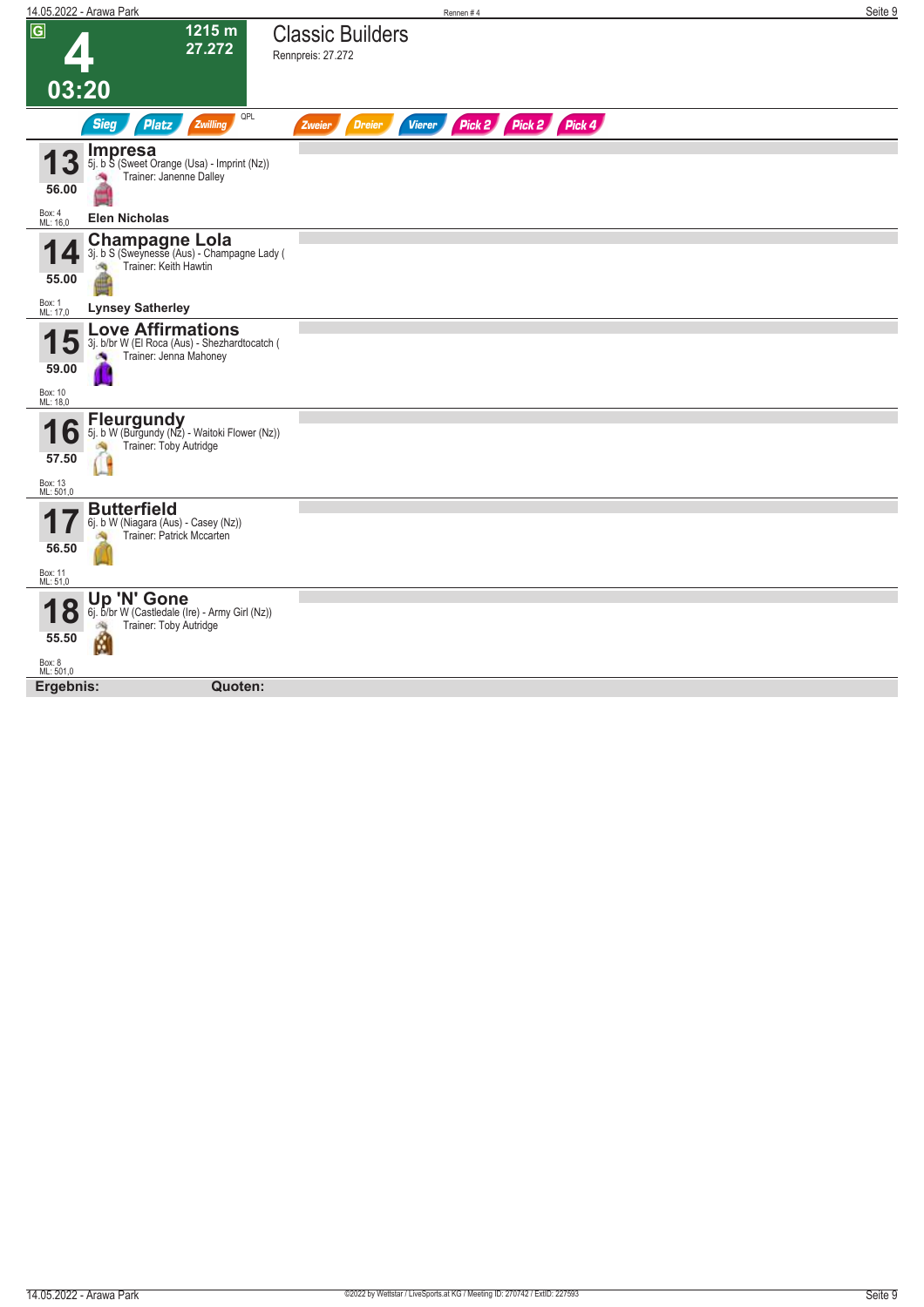G

# 4

1215 m
27.272

03:20

## Classic Builders

Rennpreis: 27.272

Sieg | Platz | Zwilling | QPL | Zweier | Dreier | Vierer | Pick 2 | Pick 2 | Pick 4

**13** **Impresa**
5j. b S (Sweet Orange (Usa) - Imprint (Nz))
Trainer: Janenne Dalley
56.00
Box: 4
ML: 16,0
**Elen Nicholas**

**14** **Champagne Lola**
3j. b S (Sweynesse (Aus) - Champagne Lady (
Trainer: Keith Hawtin
55.00
Box: 1
ML: 17,0
**Lynsey Satherley**

**15** **Love Affirmations**
3j. b/br W (El Roca (Aus) - Shezhardtocatch (
Trainer: Jenna Mahoney
59.00
Box: 10
ML: 18,0

**16** **Fleurgundy**
5j. b W (Burgundy (Nz) - Waitoki Flower (Nz))
Trainer: Toby Autridge
57.50
Box: 13
ML: 501,0

**17** **Butterfield**
6j. b W (Niagara (Aus) - Casey (Nz))
Trainer: Patrick Mccarten
56.50
Box: 11
ML: 51,0

**18** **Up 'N' Gone**
6j. b/br W (Castledale (Ire) - Army Girl (Nz))
Trainer: Toby Autridge
55.50
Box: 8
ML: 501,0

**Ergebnis:** **Quoten:**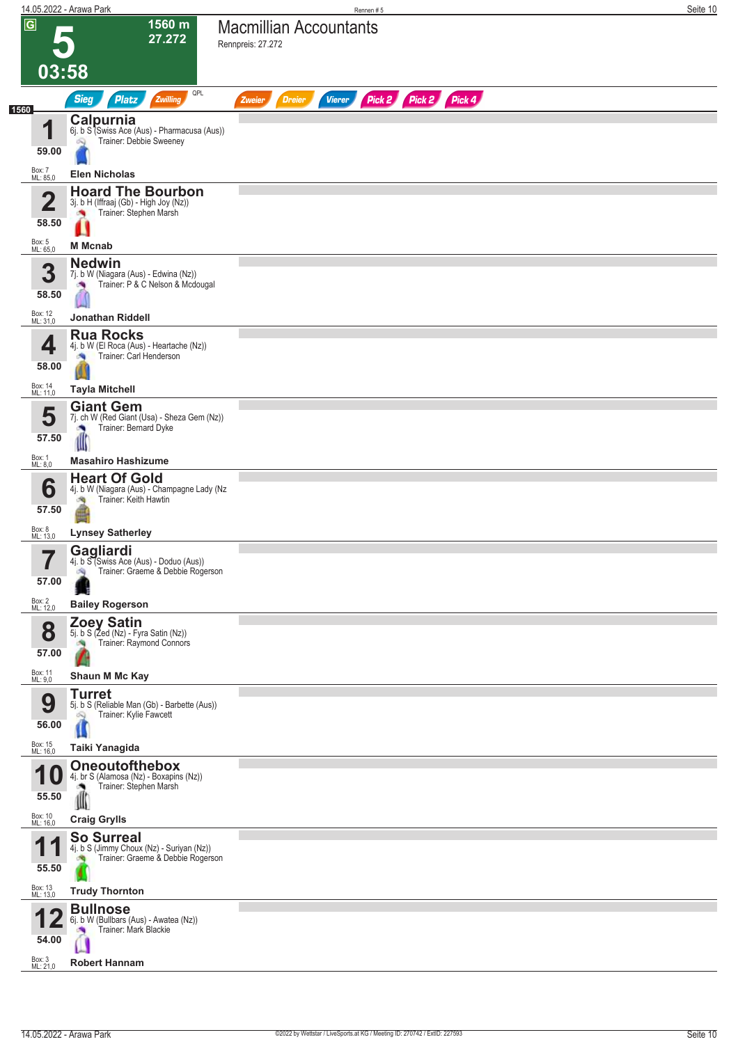# 5 — Macmillian Accountants

**1560 m** — Rennpreis: 27.272

**03:58**

Sieg | Platz | Zwilling | QPL | Zweier | Dreier | Vierer | Pick 2 | Pick 2 | Pick 4

**1560**

| Nr. | Gewicht | Pferd | Abstammung | Trainer | Jockey | Box | ML |
|---|---|---|---|---|---|---|---|
| 1 | 59.00 | **Calpurnia** | 6j. b S (Swiss Ace (Aus) - Pharmacusa (Aus)) | Debbie Sweeney | Elen Nicholas | 7 | 85,0 |
| 2 | 58.50 | **Hoard The Bourbon** | 3j. b H (Iffraaj (Gb) - High Joy (Nz)) | Stephen Marsh | M Mcnab | 5 | 65,0 |
| 3 | 58.50 | **Nedwin** | 7j. b W (Niagara (Aus) - Edwina (Nz)) | P & C Nelson & Mcdougal | Jonathan Riddell | 12 | 31,0 |
| 4 | 58.00 | **Rua Rocks** | 4j. b W (El Roca (Aus) - Heartache (Nz)) | Carl Henderson | Tayla Mitchell | 14 | 11,0 |
| 5 | 57.50 | **Giant Gem** | 7j. ch W (Red Giant (Usa) - Sheza Gem (Nz)) | Bernard Dyke | Masahiro Hashizume | 1 | 8,0 |
| 6 | 57.50 | **Heart Of Gold** | 4j. b W (Niagara (Aus) - Champagne Lady (Nz | Keith Hawtin | Lynsey Satherley | 8 | 13,0 |
| 7 | 57.00 | **Gagliardi** | 4j. b S (Swiss Ace (Aus) - Doduo (Aus)) | Graeme & Debbie Rogerson | Bailey Rogerson | 2 | 12,0 |
| 8 | 57.00 | **Zoey Satin** | 5j. b S (Zed (Nz) - Fyra Satin (Nz)) | Raymond Connors | Shaun M Mc Kay | 11 | 9,0 |
| 9 | 56.00 | **Turret** | 5j. b S (Reliable Man (Gb) - Barbette (Aus)) | Kylie Fawcett | Taiki Yanagida | 15 | 16,0 |
| 10 | 55.50 | **Oneoutofthebox** | 4j. br S (Alamosa (Nz) - Boxapins (Nz)) | Stephen Marsh | Craig Grylls | 10 | 16,0 |
| 11 | 55.50 | **So Surreal** | 4j. b S (Jimmy Choux (Nz) - Suriyan (Nz)) | Graeme & Debbie Rogerson | Trudy Thornton | 13 | 13,0 |
| 12 | 54.00 | **Bullnose** | 6j. b W (Bullbars (Aus) - Awatea (Nz)) | Mark Blackie | Robert Hannam | 3 | 21,0 |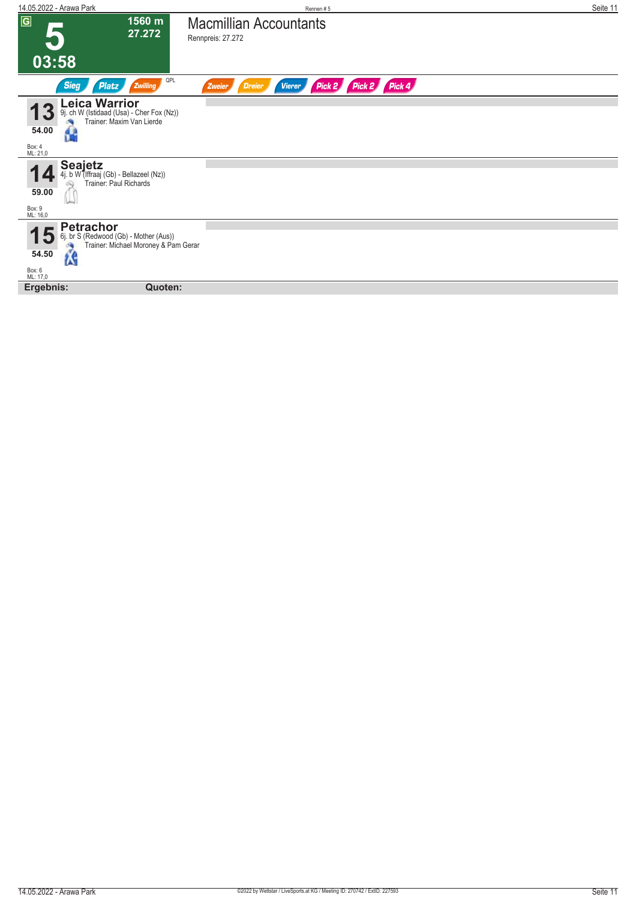G

# 5

1560 m
27.272

03:58

## Macmillian Accountants

Rennpreis: 27.272

Sieg | Platz | Zwilling | QPL | Zweier | Dreier | Vierer | Pick 2 | Pick 2 | Pick 4

**13** **Leica Warrior**
9j. ch W (Istidaad (Usa) - Cher Fox (Nz))
Trainer: Maxim Van Lierde
54.00
Box: 4
ML: 21,0

**14** **Seajetz**
4j. b W (Iffraaj (Gb) - Bellazeel (Nz))
Trainer: Paul Richards
59.00
Box: 9
ML: 16,0

**15** **Petrachor**
6j. br S (Redwood (Gb) - Mother (Aus))
Trainer: Michael Moroney & Pam Gerar
54.50
Box: 6
ML: 17,0

**Ergebnis:** **Quoten:**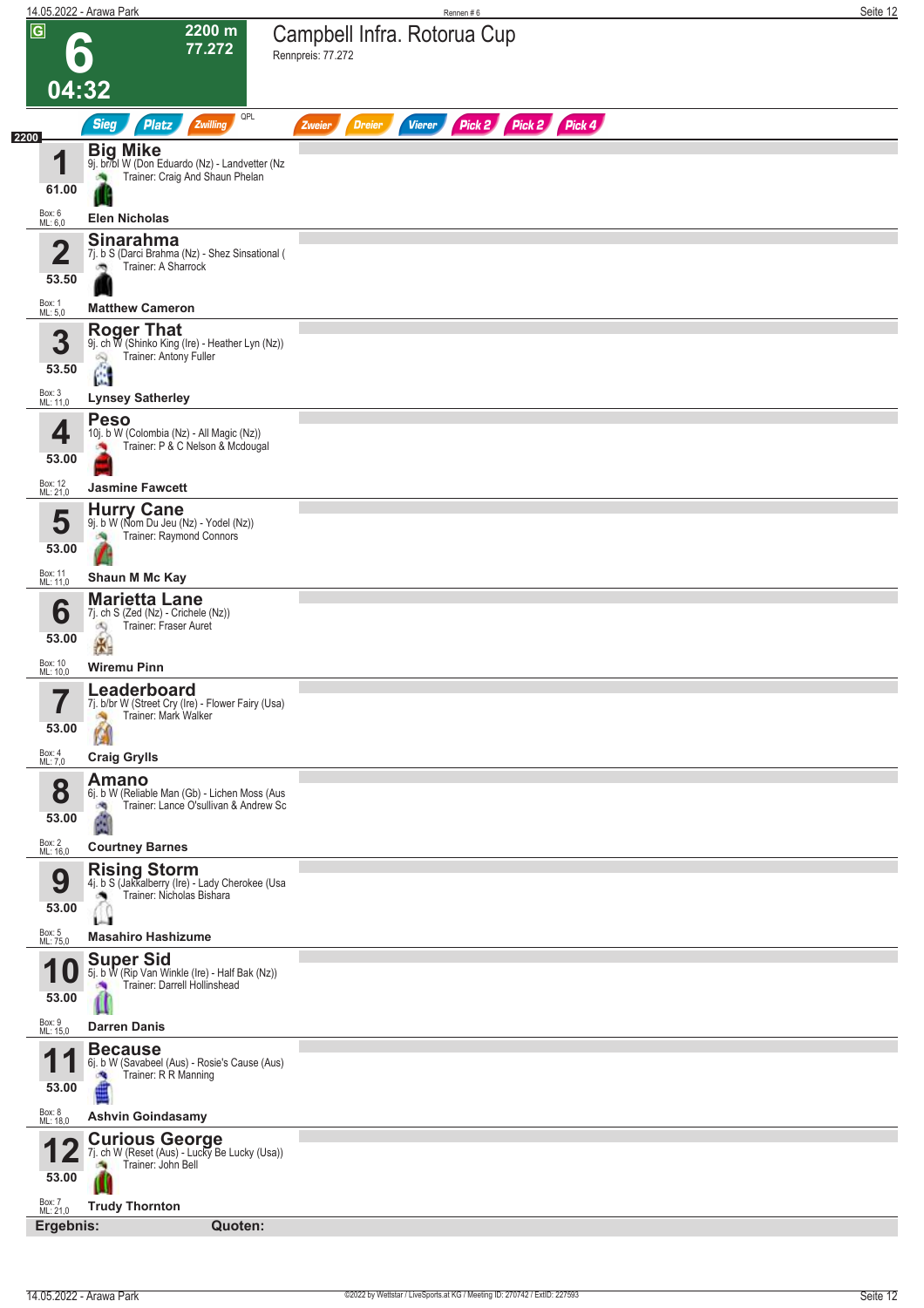# 6 — Campbell Infra. Rotorua Cup

2200 m
77.272

04:32

Rennpreis: 77.272

Sieg | Platz | Zwilling | QPL | Zweier | Dreier | Vierer | Pick 2 | Pick 2 | Pick 4

2200

| Nr. | Pferd | Abstammung | Trainer | Jockey | Gewicht | Box | ML |
|---|---|---|---|---|---|---|---|
| 1 | **Big Mike** | 9j. br/bl W (Don Eduardo (Nz) - Landvetter (Nz | Trainer: Craig And Shaun Phelan | **Elen Nicholas** | 61.00 | Box: 6 | ML: 6,0 |
| 2 | **Sinarahma** | 7j. b S (Darci Brahma (Nz) - Shez Sinsational ( | Trainer: A Sharrock | **Matthew Cameron** | 53.50 | Box: 1 | ML: 5,0 |
| 3 | **Roger That** | 9j. ch W (Shinko King (Ire) - Heather Lyn (Nz)) | Trainer: Antony Fuller | **Lynsey Satherley** | 53.50 | Box: 3 | ML: 11,0 |
| 4 | **Peso** | 10j. b W (Colombia (Nz) - All Magic (Nz)) | Trainer: P & C Nelson & Mcdougal | **Jasmine Fawcett** | 53.00 | Box: 12 | ML: 21,0 |
| 5 | **Hurry Cane** | 9j. b W (Nom Du Jeu (Nz) - Yodel (Nz)) | Trainer: Raymond Connors | **Shaun M Mc Kay** | 53.00 | Box: 11 | ML: 11,0 |
| 6 | **Marietta Lane** | 7j. ch S (Zed (Nz) - Crichele (Nz)) | Trainer: Fraser Auret | **Wiremu Pinn** | 53.00 | Box: 10 | ML: 10,0 |
| 7 | **Leaderboard** | 7j. b/br W (Street Cry (Ire) - Flower Fairy (Usa) | Trainer: Mark Walker | **Craig Grylls** | 53.00 | Box: 4 | ML: 7,0 |
| 8 | **Amano** | 6j. b W (Reliable Man (Gb) - Lichen Moss (Aus | Trainer: Lance O'sullivan & Andrew Sc | **Courtney Barnes** | 53.00 | Box: 2 | ML: 16,0 |
| 9 | **Rising Storm** | 4j. b S (Jakkalberry (Ire) - Lady Cherokee (Usa | Trainer: Nicholas Bishara | **Masahiro Hashizume** | 53.00 | Box: 5 | ML: 75,0 |
| 10 | **Super Sid** | 5j. b W (Rip Van Winkle (Ire) - Half Bak (Nz)) | Trainer: Darrell Hollinshead | **Darren Danis** | 53.00 | Box: 9 | ML: 15,0 |
| 11 | **Because** | 6j. b W (Savabeel (Aus) - Rosie's Cause (Aus) | Trainer: R R Manning | **Ashvin Goindasamy** | 53.00 | Box: 8 | ML: 18,0 |
| 12 | **Curious George** | 7j. ch W (Reset (Aus) - Lucky Be Lucky (Usa)) | Trainer: John Bell | **Trudy Thornton** | 53.00 | Box: 7 | ML: 21,0 |

**Ergebnis:** **Quoten:**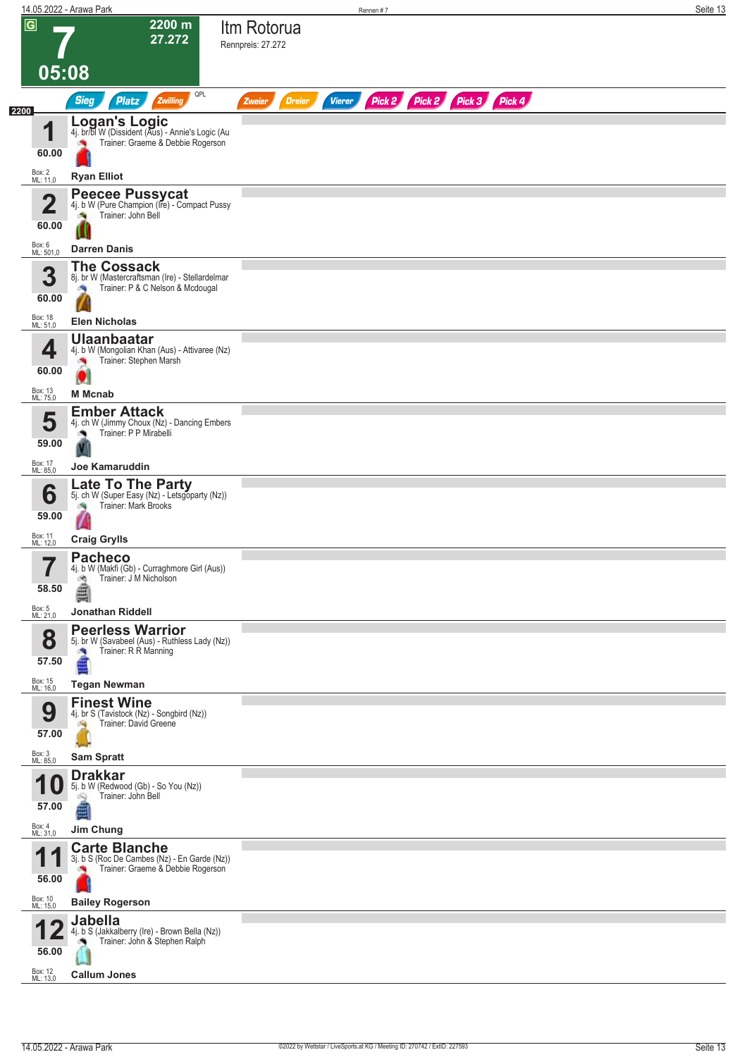# 7

**2200 m**
**27.272**

**05:08**

## Itm Rotorua

Rennpreis: 27.272

Sieg | Platz | Zwilling | QPL | Zweier | Dreier | Vierer | Pick 2 | Pick 2 | Pick 3 | Pick 4

2200

**1** **Logan's Logic**
4j. br/bl W (Dissident (Aus) - Annie's Logic (Au
Trainer: Graeme & Debbie Rogerson
60.00
Box: 2
ML: 11,0
**Ryan Elliot**

**2** **Peecee Pussycat**
4j. b W (Pure Champion (Ire) - Compact Pussy
Trainer: John Bell
60.00
Box: 6
ML: 501,0
**Darren Danis**

**3** **The Cossack**
8j. br W (Mastercraftsman (Ire) - Stellardelmar
Trainer: P & C Nelson & Mcdougal
60.00
Box: 18
ML: 51,0
**Elen Nicholas**

**4** **Ulaanbaatar**
4j. b W (Mongolian Khan (Aus) - Attivaree (Nz)
Trainer: Stephen Marsh
60.00
Box: 13
ML: 75,0
**M Mcnab**

**5** **Ember Attack**
4j. ch W (Jimmy Choux (Nz) - Dancing Embers
Trainer: P P Mirabelli
59.00
Box: 17
ML: 85,0
**Joe Kamaruddin**

**6** **Late To The Party**
5j. ch W (Super Easy (Nz) - Letsgoparty (Nz))
Trainer: Mark Brooks
59.00
Box: 11
ML: 12,0
**Craig Grylls**

**7** **Pacheco**
4j. b W (Makfi (Gb) - Curraghmore Girl (Aus))
Trainer: J M Nicholson
58.50
Box: 5
ML: 21,0
**Jonathan Riddell**

**8** **Peerless Warrior**
5j. br W (Savabeel (Aus) - Ruthless Lady (Nz))
Trainer: R R Manning
57.50
Box: 15
ML: 16,0
**Tegan Newman**

**9** **Finest Wine**
4j. br S (Tavistock (Nz) - Songbird (Nz))
Trainer: David Greene
57.00
Box: 3
ML: 85,0
**Sam Spratt**

**10** **Drakkar**
5j. b W (Redwood (Gb) - So You (Nz))
Trainer: John Bell
57.00
Box: 4
ML: 31,0
**Jim Chung**

**11** **Carte Blanche**
3j. b S (Roc De Cambes (Nz) - En Garde (Nz))
Trainer: Graeme & Debbie Rogerson
56.00
Box: 10
ML: 15,0
**Bailey Rogerson**

**12** **Jabella**
4j. b S (Jakkalberry (Ire) - Brown Bella (Nz))
Trainer: John & Stephen Ralph
56.00
Box: 12
ML: 13,0
**Callum Jones**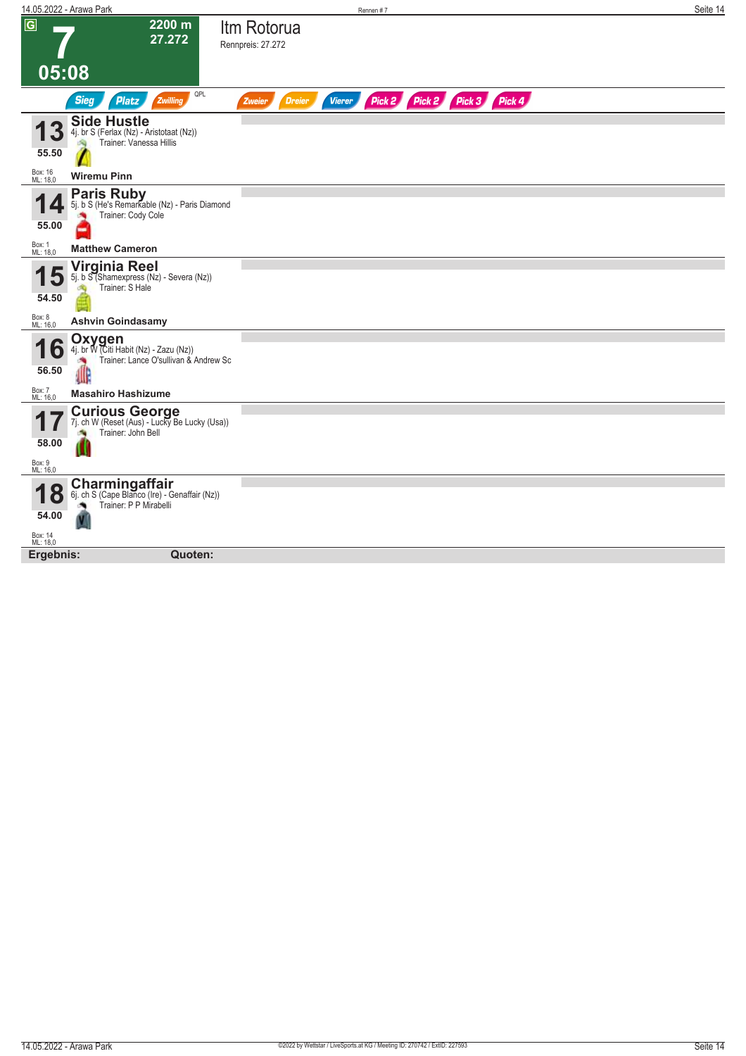# 7

**2200 m**
**27.272**

**05:08**

## Itm Rotorua

Rennpreis: 27.272

Sieg | Platz | Zwilling | QPL | Zweier | Dreier | Vierer | Pick 2 | Pick 2 | Pick 3 | Pick 4

---

**13** — **Side Hustle**
4j. br S (Ferlax (Nz) - Aristotaat (Nz))
Trainer: Vanessa Hillis
55.50
Box: 16
ML: 18,0
**Wiremu Pinn**

---

**14** — **Paris Ruby**
5j. b S (He's Remarkable (Nz) - Paris Diamond
Trainer: Cody Cole
55.00
Box: 1
ML: 18,0
**Matthew Cameron**

---

**15** — **Virginia Reel**
5j. b S (Shamexpress (Nz) - Severa (Nz))
Trainer: S Hale
54.50
Box: 8
ML: 16,0
**Ashvin Goindasamy**

---

**16** — **Oxygen**
4j. br W (Citi Habit (Nz) - Zazu (Nz))
Trainer: Lance O'sullivan & Andrew Sc
56.50
Box: 7
ML: 16,0
**Masahiro Hashizume**

---

**17** — **Curious George**
7j. ch W (Reset (Aus) - Lucky Be Lucky (Usa))
Trainer: John Bell
58.00
Box: 9
ML: 16,0

---

**18** — **Charmingaffair**
6j. ch S (Cape Blanco (Ire) - Genaffair (Nz))
Trainer: P P Mirabelli
54.00
Box: 14
ML: 18,0

---

**Ergebnis:** **Quoten:**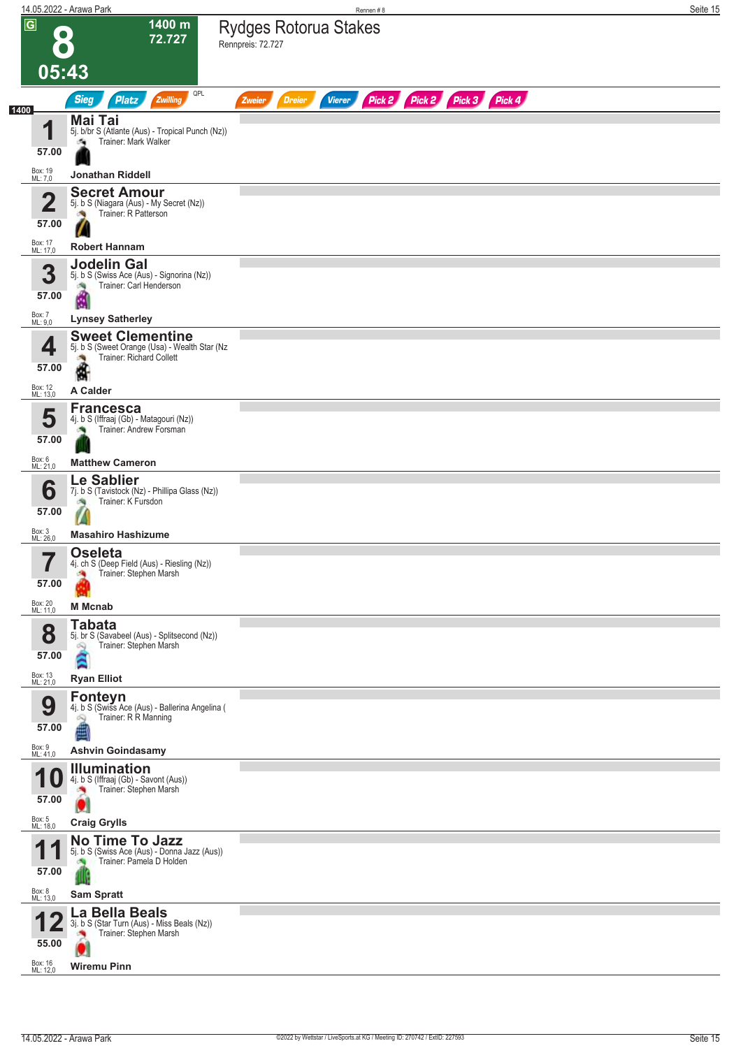# 8

**1400 m**
**72.727**

**05:43**

## Rydges Rotorua Stakes

Rennpreis: 72.727

Sieg | Platz | Zwilling | QPL | Zweier | Dreier | Vierer | Pick 2 | Pick 2 | Pick 3 | Pick 4

1400

| Nr. | Pferd | Gewicht | Box | ML | Jockey |
|---|---|---|---|---|---|
| 1 | **Mai Tai** 5j. b/br S (Atlante (Aus) - Tropical Punch (Nz)) Trainer: Mark Walker | 57.00 | 19 | 7,0 | Jonathan Riddell |
| 2 | **Secret Amour** 5j. b S (Niagara (Aus) - My Secret (Nz)) Trainer: R Patterson | 57.00 | 17 | 17,0 | Robert Hannam |
| 3 | **Jodelin Gal** 5j. b S (Swiss Ace (Aus) - Signorina (Nz)) Trainer: Carl Henderson | 57.00 | 7 | 9,0 | Lynsey Satherley |
| 4 | **Sweet Clementine** 5j. b S (Sweet Orange (Usa) - Wealth Star (Nz Trainer: Richard Collett | 57.00 | 12 | 13,0 | A Calder |
| 5 | **Francesca** 4j. b S (Iffraaj (Gb) - Matagouri (Nz)) Trainer: Andrew Forsman | 57.00 | 6 | 21,0 | Matthew Cameron |
| 6 | **Le Sablier** 7j. b S (Tavistock (Nz) - Phillipa Glass (Nz)) Trainer: K Fursdon | 57.00 | 3 | 26,0 | Masahiro Hashizume |
| 7 | **Oseleta** 4j. ch S (Deep Field (Aus) - Riesling (Nz)) Trainer: Stephen Marsh | 57.00 | 20 | 11,0 | M Mcnab |
| 8 | **Tabata** 5j. br S (Savabeel (Aus) - Splitsecond (Nz)) Trainer: Stephen Marsh | 57.00 | 13 | 21,0 | Ryan Elliot |
| 9 | **Fonteyn** 4j. b S (Swiss Ace (Aus) - Ballerina Angelina ( Trainer: R R Manning | 57.00 | 9 | 41,0 | Ashvin Goindasamy |
| 10 | **Illumination** 4j. b S (Iffraaj (Gb) - Savont (Aus)) Trainer: Stephen Marsh | 57.00 | 5 | 18,0 | Craig Grylls |
| 11 | **No Time To Jazz** 5j. b S (Swiss Ace (Aus) - Donna Jazz (Aus)) Trainer: Pamela D Holden | 57.00 | 8 | 13,0 | Sam Spratt |
| 12 | **La Bella Beals** 3j. b S (Star Turn (Aus) - Miss Beals (Nz)) Trainer: Stephen Marsh | 55.00 | 16 | 12,0 | Wiremu Pinn |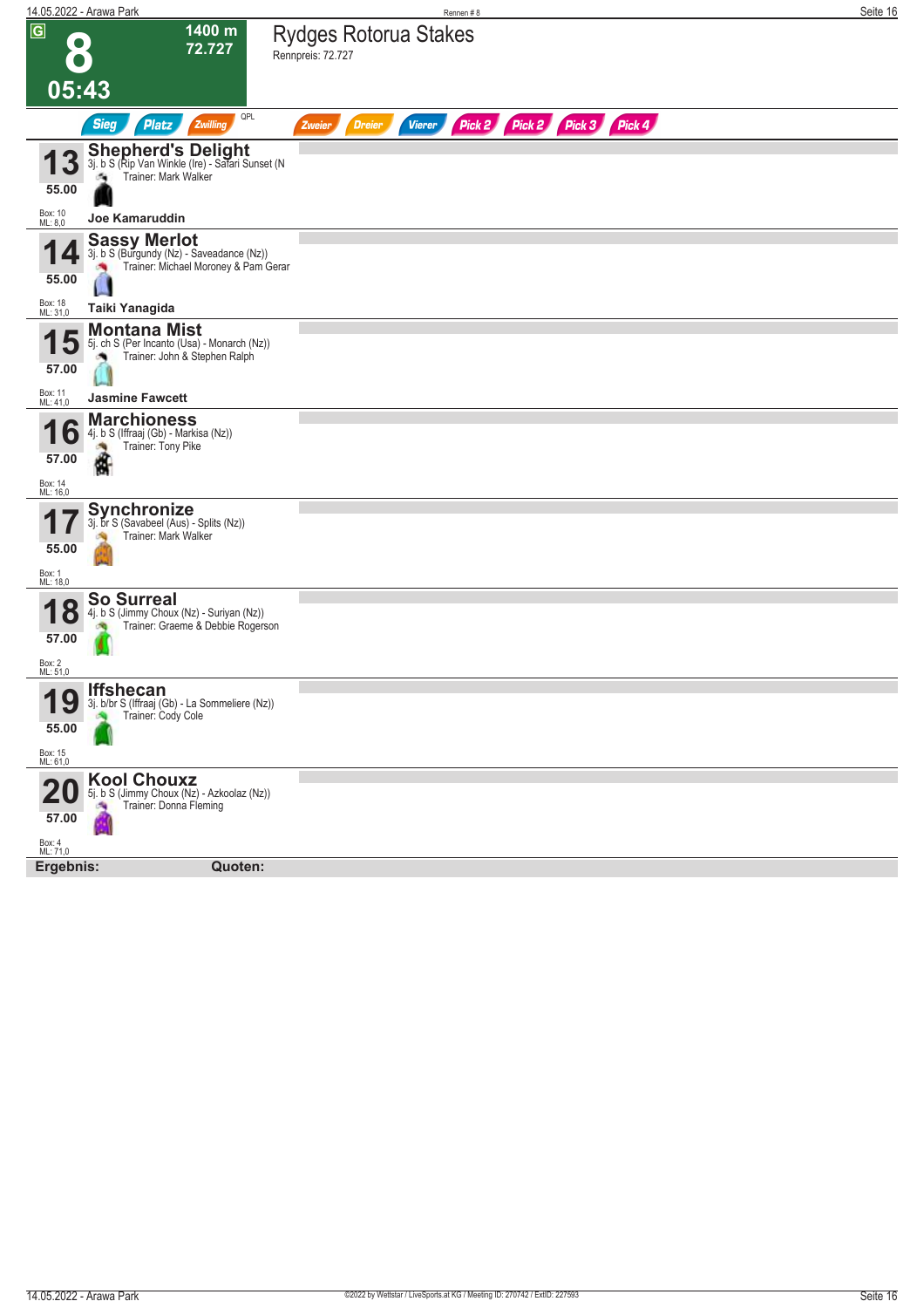**G** **8** **05:43**

**1400 m**
**72.727**

# Rydges Rotorua Stakes

Rennpreis: 72.727

Sieg | Platz | Zwilling | QPL | Zweier | Dreier | Vierer | Pick 2 | Pick 2 | Pick 3 | Pick 4

---

**13** **Shepherd's Delight**
3j. b S (Rip Van Winkle (Ire) - Safari Sunset (N
Trainer: Mark Walker
**55.00**
Box: 10
ML: 8,0
**Joe Kamaruddin**

---

**14** **Sassy Merlot**
3j. b S (Burgundy (Nz) - Saveadance (Nz))
Trainer: Michael Moroney & Pam Gerar
**55.00**
Box: 18
ML: 31,0
**Taiki Yanagida**

---

**15** **Montana Mist**
5j. ch S (Per Incanto (Usa) - Monarch (Nz))
Trainer: John & Stephen Ralph
**57.00**
Box: 11
ML: 41,0
**Jasmine Fawcett**

---

**16** **Marchioness**
4j. b S (Iffraaj (Gb) - Markisa (Nz))
Trainer: Tony Pike
**57.00**
Box: 14
ML: 16,0

---

**17** **Synchronize**
3j. br S (Savabeel (Aus) - Splits (Nz))
Trainer: Mark Walker
**55.00**
Box: 1
ML: 18,0

---

**18** **So Surreal**
4j. b S (Jimmy Choux (Nz) - Suriyan (Nz))
Trainer: Graeme & Debbie Rogerson
**57.00**
Box: 2
ML: 51,0

---

**19** **Iffshecan**
3j. b/br S (Iffraaj (Gb) - La Sommeliere (Nz))
Trainer: Cody Cole
**55.00**
Box: 15
ML: 61,0

---

**20** **Kool Chouxz**
5j. b S (Jimmy Choux (Nz) - Azkoolaz (Nz))
Trainer: Donna Fleming
**57.00**
Box: 4
ML: 71,0

---

**Ergebnis:** **Quoten:**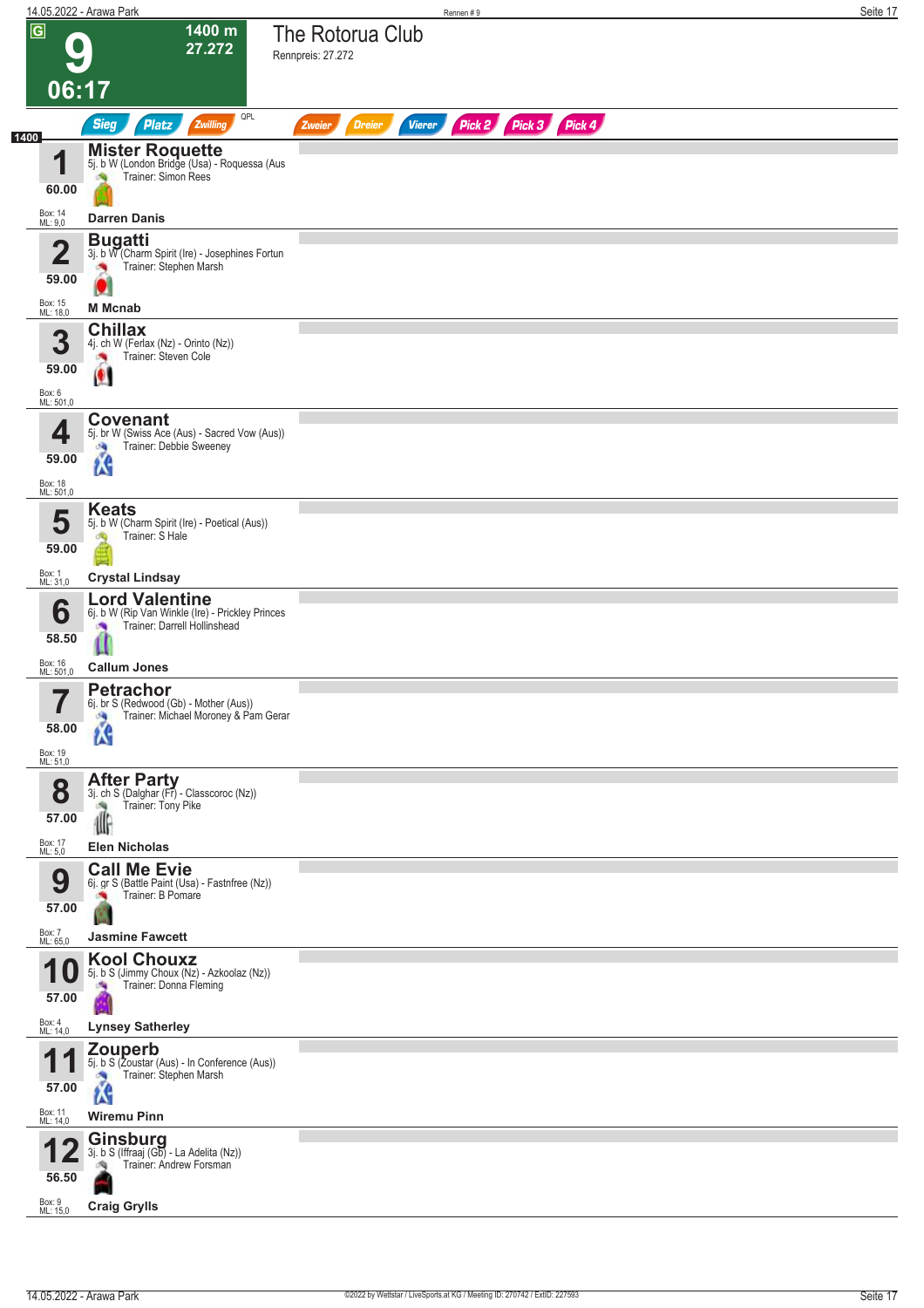# 9 — The Rotorua Club

**06:17** | 1400 m | 27.272

Rennpreis: 27.272

Sieg | Platz | Zwilling | QPL | Zweier | Dreier | Vierer | Pick 2 | Pick 3 | Pick 4

**1400**

| Nr. | Gewicht | Pferd | Box | ML | Jockey |
|---|---|---|---|---|---|
| 1 | 60.00 | **Mister Roquette**<br>5j. b W (London Bridge (Usa) - Roquessa (Aus<br>Trainer: Simon Rees | 14 | 9,0 | Darren Danis |
| 2 | 59.00 | **Bugatti**<br>3j. b W (Charm Spirit (Ire) - Josephines Fortun<br>Trainer: Stephen Marsh | 15 | 18,0 | M Mcnab |
| 3 | 59.00 | **Chillax**<br>4j. ch W (Ferlax (Nz) - Orinto (Nz))<br>Trainer: Steven Cole | 6 | 501,0 | |
| 4 | 59.00 | **Covenant**<br>5j. br W (Swiss Ace (Aus) - Sacred Vow (Aus))<br>Trainer: Debbie Sweeney | 18 | 501,0 | |
| 5 | 59.00 | **Keats**<br>5j. b W (Charm Spirit (Ire) - Poetical (Aus))<br>Trainer: S Hale | 1 | 31,0 | Crystal Lindsay |
| 6 | 58.50 | **Lord Valentine**<br>6j. b W (Rip Van Winkle (Ire) - Prickley Princes<br>Trainer: Darrell Hollinshead | 16 | 501,0 | Callum Jones |
| 7 | 58.00 | **Petrachor**<br>6j. br S (Redwood (Gb) - Mother (Aus))<br>Trainer: Michael Moroney & Pam Gerar | 19 | 51,0 | |
| 8 | 57.00 | **After Party**<br>3j. ch S (Dalghar (Fr) - Classcoroc (Nz))<br>Trainer: Tony Pike | 17 | 5,0 | Elen Nicholas |
| 9 | 57.00 | **Call Me Evie**<br>6j. gr S (Battle Paint (Usa) - Fastnfree (Nz))<br>Trainer: B Pomare | 7 | 65,0 | Jasmine Fawcett |
| 10 | 57.00 | **Kool Chouxz**<br>5j. b S (Jimmy Choux (Nz) - Azkoolaz (Nz))<br>Trainer: Donna Fleming | 4 | 14,0 | Lynsey Satherley |
| 11 | 57.00 | **Zouperb**<br>5j. b S (Zoustar (Aus) - In Conference (Aus))<br>Trainer: Stephen Marsh | 11 | 14,0 | Wiremu Pinn |
| 12 | 56.50 | **Ginsburg**<br>3j. b S (Iffraaj (Gb) - La Adelita (Nz))<br>Trainer: Andrew Forsman | 9 | 15,0 | Craig Grylls |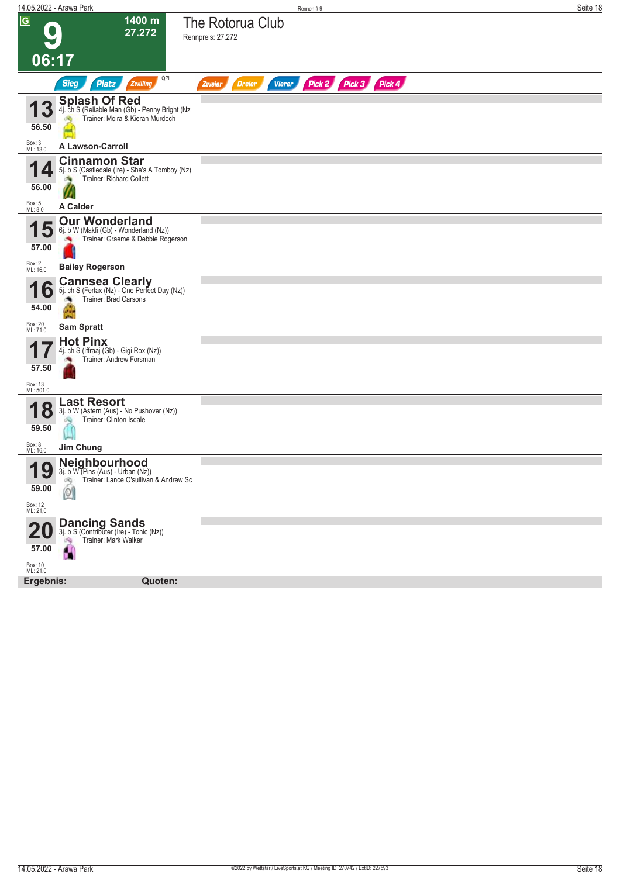# 9

1400 m
27.272

06:17

## The Rotorua Club

Rennpreis: 27.272

Sieg | Platz | Zwilling | QPL | Zweier | Dreier | Vierer | Pick 2 | Pick 3 | Pick 4

### 13 Splash Of Red
56.50
4j. ch S (Reliable Man (Gb) - Penny Bright (Nz
Trainer: Moira & Kieran Murdoch
Box: 3
ML: 13,0
**A Lawson-Carroll**

### 14 Cinnamon Star
56.00
5j. b S (Castledale (Ire) - She's A Tomboy (Nz)
Trainer: Richard Collett
Box: 5
ML: 8,0
**A Calder**

### 15 Our Wonderland
57.00
6j. b W (Makfi (Gb) - Wonderland (Nz))
Trainer: Graeme & Debbie Rogerson
Box: 2
ML: 16,0
**Bailey Rogerson**

### 16 Cannsea Clearly
54.00
5j. ch S (Ferlax (Nz) - One Perfect Day (Nz))
Trainer: Brad Carsons
Box: 20
ML: 71,0
**Sam Spratt**

### 17 Hot Pinx
57.50
4j. ch S (Iffraaj (Gb) - Gigi Rox (Nz))
Trainer: Andrew Forsman
Box: 13
ML: 501,0

### 18 Last Resort
59.50
3j. b W (Astern (Aus) - No Pushover (Nz))
Trainer: Clinton Isdale
Box: 8
ML: 16,0
**Jim Chung**

### 19 Neighbourhood
59.00
3j. b W (Pins (Aus) - Urban (Nz))
Trainer: Lance O'sullivan & Andrew Sc
Box: 12
ML: 21,0

### 20 Dancing Sands
57.00
3j. b S (Contributer (Ire) - Tonic (Nz))
Trainer: Mark Walker
Box: 10
ML: 21,0

**Ergebnis:** **Quoten:**